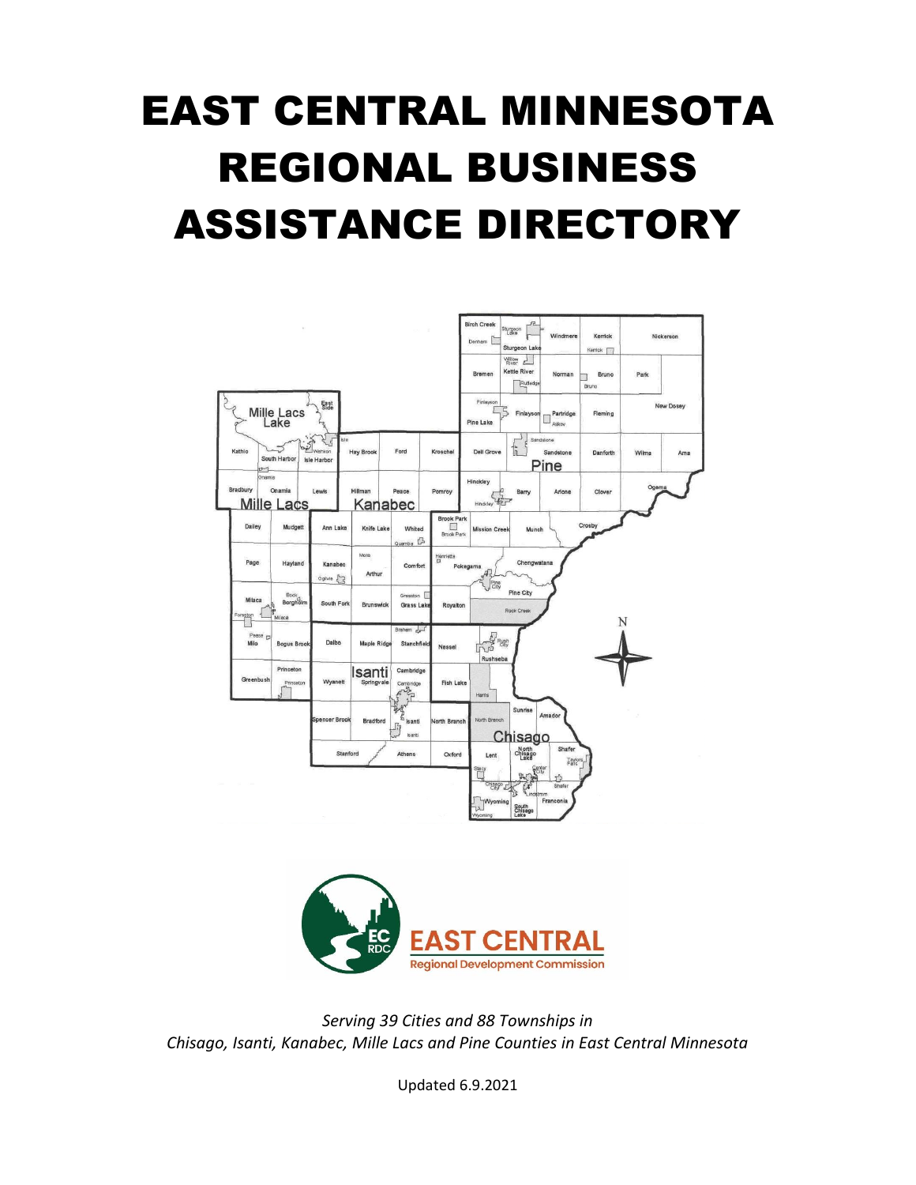# EAST CENTRAL MINNESOTA REGIONAL BUSINESS ASSISTANCE DIRECTORY

EAST CENTRAL Regional Development Commission

*Serving 39 Cities and 88 Townships in Chisago, Isanti, Kanabec, Mille Lacs and Pine Counties in East Central Minnesota*

Updated 6.9.2021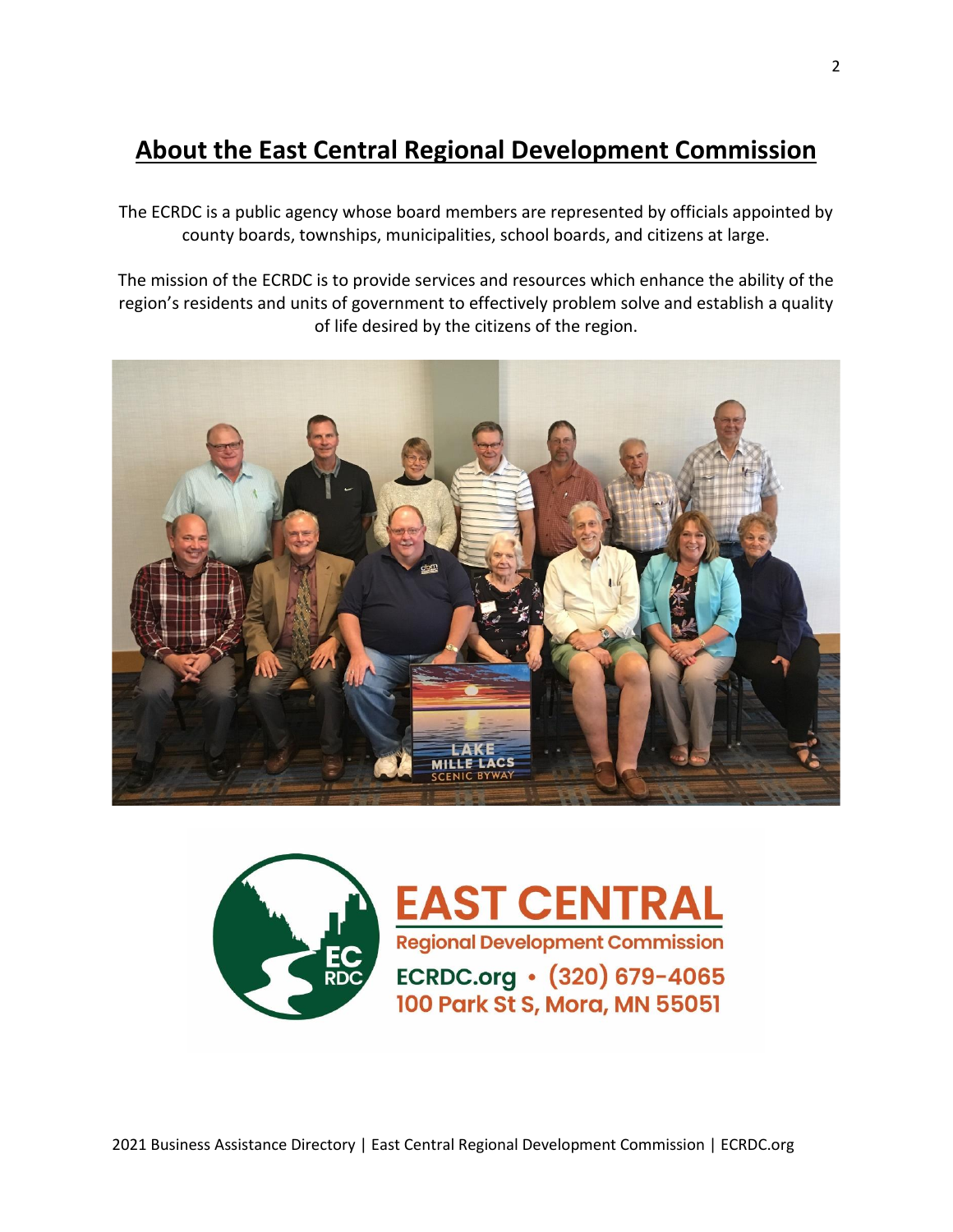# About the East Central Regional Development Commission

The ECRDC is a public agency whose board members are represented by officials appointed by county boards, townships, municipalities, school boards, and citizens at large.

The mission of the ECRDC is to provide services and resources which enhance the ability of the region's residents and units of government to effectively problem solve and establish a quality of life desired by the citizens of the region.

**EAST CENTRAL**
**Regional Development Commission**
**ECRDC.org • (320) 679-4065**
**100 Park St S, Mora, MN 55051**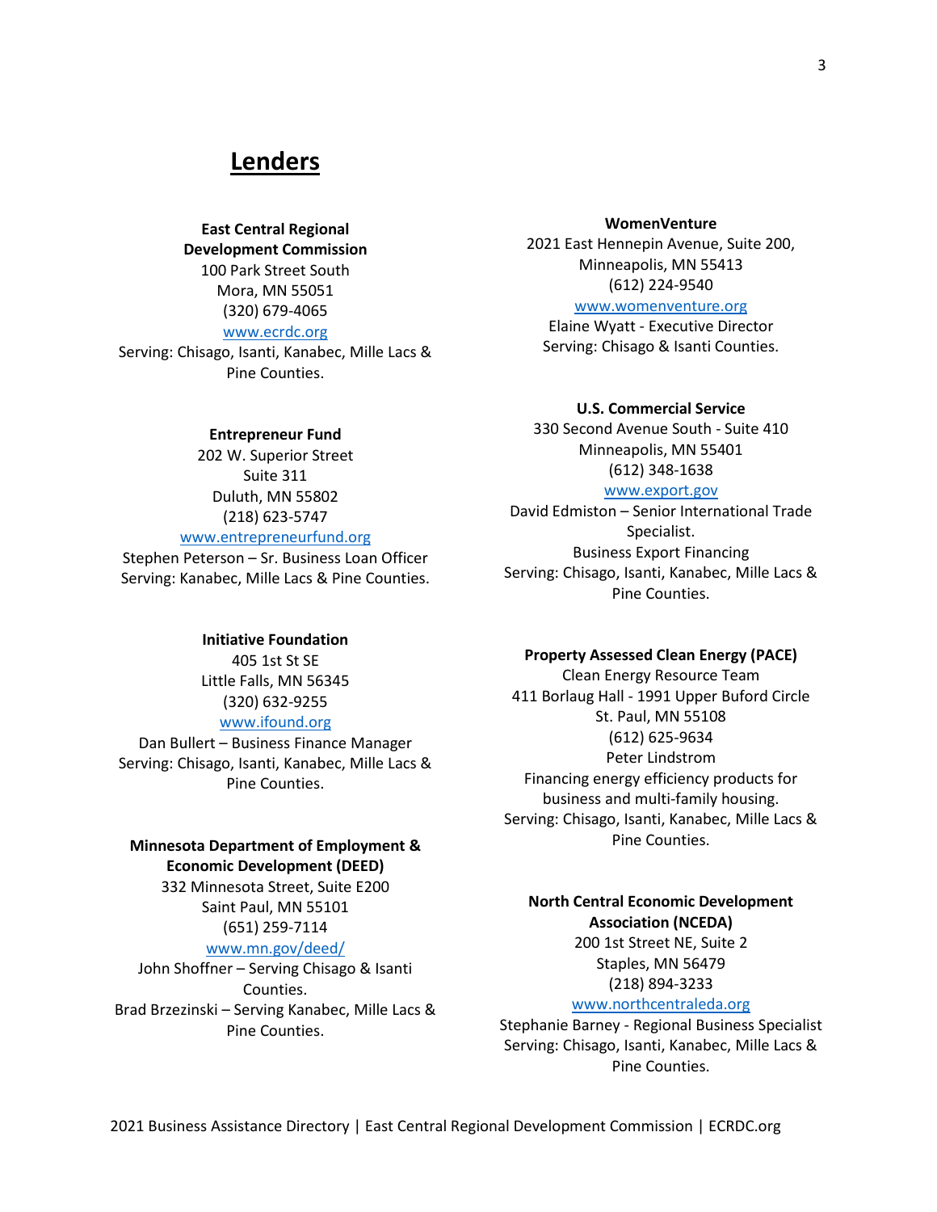# Lenders

**East Central Regional Development Commission**
100 Park Street South
Mora, MN 55051
(320) 679-4065
www.ecrdc.org
Serving: Chisago, Isanti, Kanabec, Mille Lacs & Pine Counties.

**Entrepreneur Fund**
202 W. Superior Street
Suite 311
Duluth, MN 55802
(218) 623-5747
www.entrepreneurfund.org
Stephen Peterson – Sr. Business Loan Officer
Serving: Kanabec, Mille Lacs & Pine Counties.

**Initiative Foundation**
405 1st St SE
Little Falls, MN 56345
(320) 632-9255
www.ifound.org
Dan Bullert – Business Finance Manager
Serving: Chisago, Isanti, Kanabec, Mille Lacs & Pine Counties.

**Minnesota Department of Employment & Economic Development (DEED)**
332 Minnesota Street, Suite E200
Saint Paul, MN 55101
(651) 259-7114
www.mn.gov/deed/
John Shoffner – Serving Chisago & Isanti Counties.
Brad Brzezinski – Serving Kanabec, Mille Lacs & Pine Counties.

**WomenVenture**
2021 East Hennepin Avenue, Suite 200,
Minneapolis, MN 55413
(612) 224-9540
www.womenventure.org
Elaine Wyatt - Executive Director
Serving: Chisago & Isanti Counties.

**U.S. Commercial Service**
330 Second Avenue South - Suite 410
Minneapolis, MN 55401
(612) 348-1638
www.export.gov
David Edmiston – Senior International Trade Specialist.
Business Export Financing
Serving: Chisago, Isanti, Kanabec, Mille Lacs & Pine Counties.

**Property Assessed Clean Energy (PACE)**
Clean Energy Resource Team
411 Borlaug Hall - 1991 Upper Buford Circle
St. Paul, MN 55108
(612) 625-9634
Peter Lindstrom
Financing energy efficiency products for business and multi-family housing.
Serving: Chisago, Isanti, Kanabec, Mille Lacs & Pine Counties.

**North Central Economic Development Association (NCEDA)**
200 1st Street NE, Suite 2
Staples, MN 56479
(218) 894-3233
www.northcentraleda.org
Stephanie Barney - Regional Business Specialist
Serving: Chisago, Isanti, Kanabec, Mille Lacs & Pine Counties.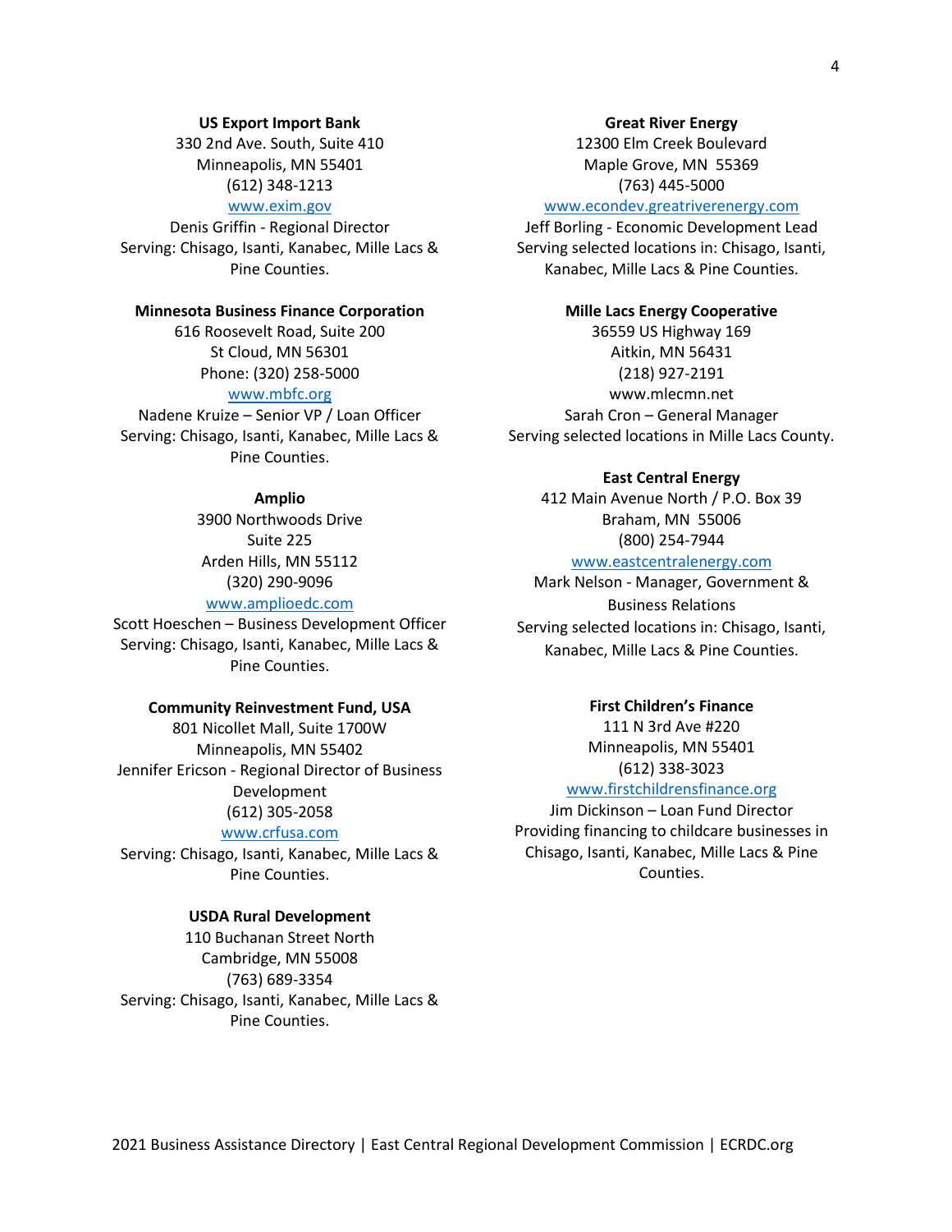**US Export Import Bank**
330 2nd Ave. South, Suite 410
Minneapolis, MN 55401
(612) 348-1213
www.exim.gov
Denis Griffin - Regional Director
Serving: Chisago, Isanti, Kanabec, Mille Lacs & Pine Counties.

**Minnesota Business Finance Corporation**
616 Roosevelt Road, Suite 200
St Cloud, MN 56301
Phone: (320) 258-5000
www.mbfc.org
Nadene Kruize – Senior VP / Loan Officer
Serving: Chisago, Isanti, Kanabec, Mille Lacs & Pine Counties.

**Amplio**
3900 Northwoods Drive
Suite 225
Arden Hills, MN 55112
(320) 290-9096
www.amplioedc.com
Scott Hoeschen – Business Development Officer
Serving: Chisago, Isanti, Kanabec, Mille Lacs & Pine Counties.

**Community Reinvestment Fund, USA**
801 Nicollet Mall, Suite 1700W
Minneapolis, MN 55402
Jennifer Ericson - Regional Director of Business Development
(612) 305-2058
www.crfusa.com
Serving: Chisago, Isanti, Kanabec, Mille Lacs & Pine Counties.

**USDA Rural Development**
110 Buchanan Street North
Cambridge, MN 55008
(763) 689-3354
Serving: Chisago, Isanti, Kanabec, Mille Lacs & Pine Counties.

**Great River Energy**
12300 Elm Creek Boulevard
Maple Grove, MN 55369
(763) 445-5000
www.econdev.greatriverenergy.com
Jeff Borling - Economic Development Lead
Serving selected locations in: Chisago, Isanti, Kanabec, Mille Lacs & Pine Counties.

**Mille Lacs Energy Cooperative**
36559 US Highway 169
Aitkin, MN 56431
(218) 927-2191
www.mlecmn.net
Sarah Cron – General Manager
Serving selected locations in Mille Lacs County.

**East Central Energy**
412 Main Avenue North / P.O. Box 39
Braham, MN 55006
(800) 254-7944
www.eastcentralenergy.com
Mark Nelson - Manager, Government & Business Relations
Serving selected locations in: Chisago, Isanti, Kanabec, Mille Lacs & Pine Counties.

**First Children's Finance**
111 N 3rd Ave #220
Minneapolis, MN 55401
(612) 338-3023
www.firstchildrensfinance.org
Jim Dickinson – Loan Fund Director
Providing financing to childcare businesses in Chisago, Isanti, Kanabec, Mille Lacs & Pine Counties.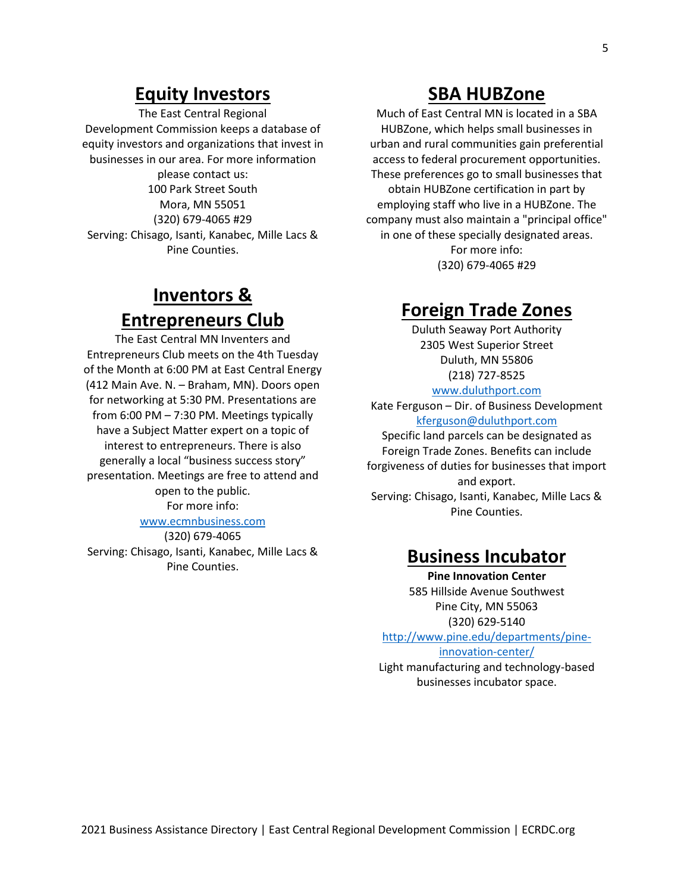## Equity Investors

The East Central Regional Development Commission keeps a database of equity investors and organizations that invest in businesses in our area. For more information please contact us:
100 Park Street South
Mora, MN 55051
(320) 679-4065 #29
Serving: Chisago, Isanti, Kanabec, Mille Lacs & Pine Counties.

## Inventors & Entrepreneurs Club

The East Central MN Inventers and Entrepreneurs Club meets on the 4th Tuesday of the Month at 6:00 PM at East Central Energy (412 Main Ave. N. – Braham, MN). Doors open for networking at 5:30 PM. Presentations are from 6:00 PM – 7:30 PM. Meetings typically have a Subject Matter expert on a topic of interest to entrepreneurs. There is also generally a local "business success story" presentation. Meetings are free to attend and open to the public.
For more info:
www.ecmnbusiness.com
(320) 679-4065
Serving: Chisago, Isanti, Kanabec, Mille Lacs & Pine Counties.

## SBA HUBZone

Much of East Central MN is located in a SBA HUBZone, which helps small businesses in urban and rural communities gain preferential access to federal procurement opportunities. These preferences go to small businesses that obtain HUBZone certification in part by employing staff who live in a HUBZone. The company must also maintain a "principal office" in one of these specially designated areas.
For more info:
(320) 679-4065 #29

## Foreign Trade Zones

Duluth Seaway Port Authority
2305 West Superior Street
Duluth, MN 55806
(218) 727-8525
www.duluthport.com
Kate Ferguson – Dir. of Business Development
kferguson@duluthport.com
Specific land parcels can be designated as Foreign Trade Zones. Benefits can include forgiveness of duties for businesses that import and export.
Serving: Chisago, Isanti, Kanabec, Mille Lacs & Pine Counties.

## Business Incubator

**Pine Innovation Center**
585 Hillside Avenue Southwest
Pine City, MN 55063
(320) 629-5140
http://www.pine.edu/departments/pine-innovation-center/
Light manufacturing and technology-based businesses incubator space.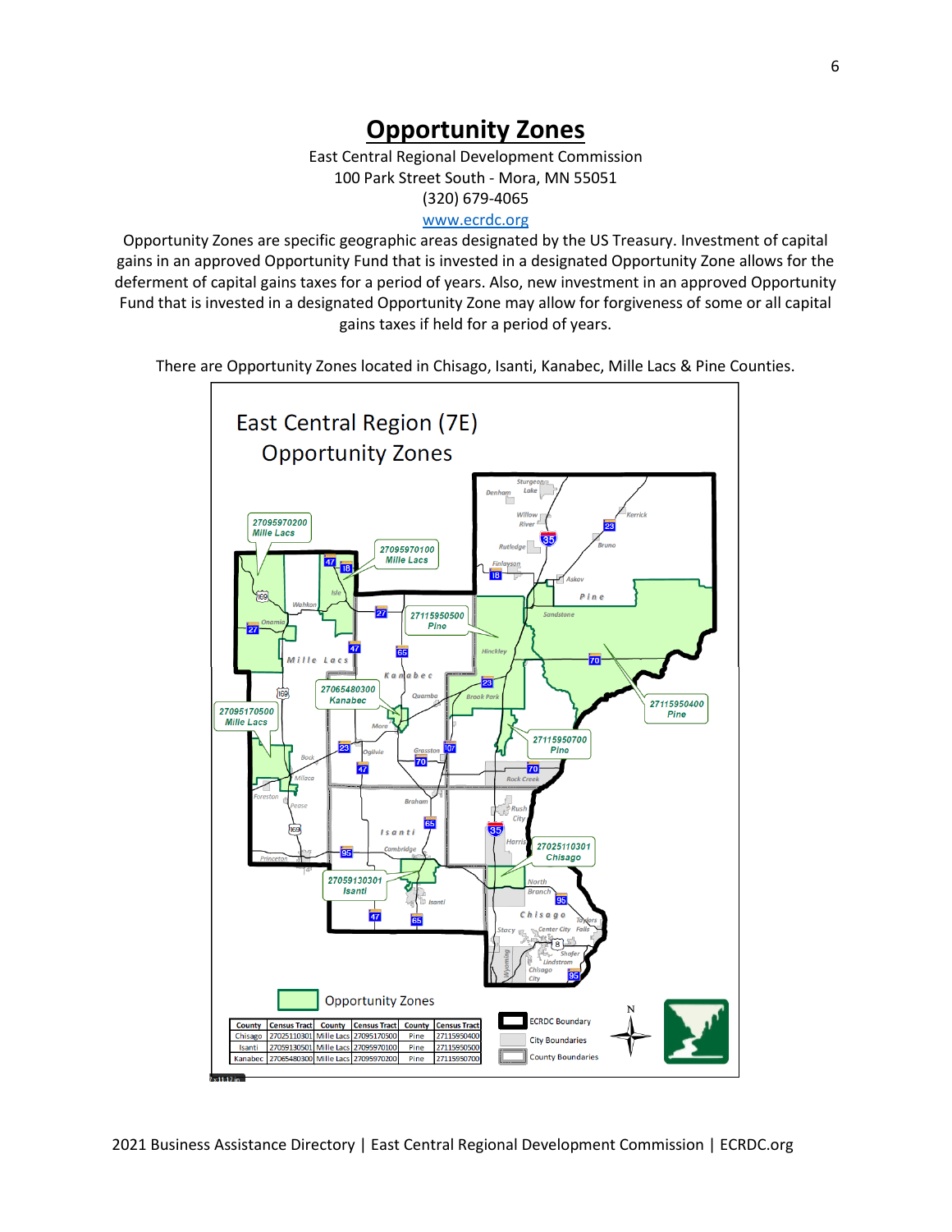# Opportunity Zones

East Central Regional Development Commission
100 Park Street South - Mora, MN 55051
(320) 679-4065
www.ecrdc.org

Opportunity Zones are specific geographic areas designated by the US Treasury. Investment of capital gains in an approved Opportunity Fund that is invested in a designated Opportunity Zone allows for the deferment of capital gains taxes for a period of years. Also, new investment in an approved Opportunity Fund that is invested in a designated Opportunity Zone may allow for forgiveness of some or all capital gains taxes if held for a period of years.

There are Opportunity Zones located in Chisago, Isanti, Kanabec, Mille Lacs & Pine Counties.

## East Central Region (7E) Opportunity Zones

| County | Census Tract | County | Census Tract | County | Census Tract |
|---|---|---|---|---|---|
| Chisago | 27025110301 | Mille Lacs | 27095170500 | Pine | 27115950400 |
| Isanti | 27059130501 | Mille Lacs | 27095970100 | Pine | 27115950500 |
| Kanabec | 27065480300 | Mille Lacs | 27095970200 | Pine | 27115950700 |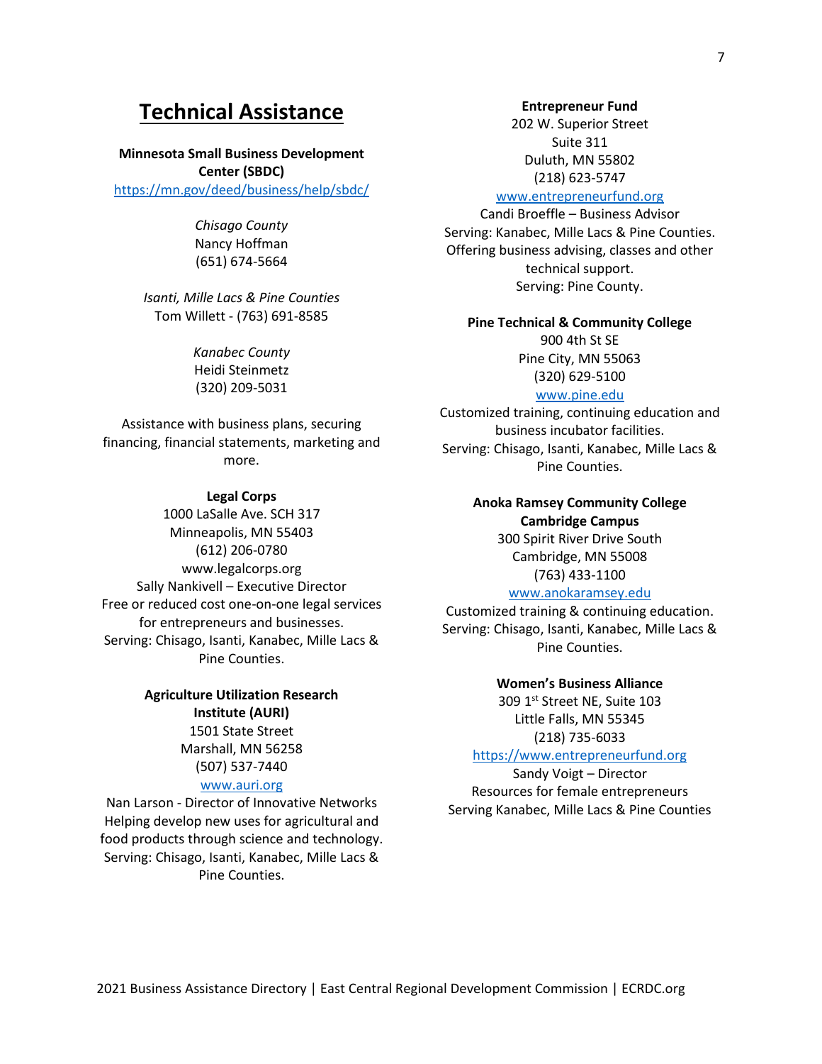# Technical Assistance

**Minnesota Small Business Development Center (SBDC)**
https://mn.gov/deed/business/help/sbdc/

*Chisago County*
Nancy Hoffman
(651) 674-5664

*Isanti, Mille Lacs & Pine Counties*
Tom Willett - (763) 691-8585

*Kanabec County*
Heidi Steinmetz
(320) 209-5031

Assistance with business plans, securing financing, financial statements, marketing and more.

**Legal Corps**
1000 LaSalle Ave. SCH 317
Minneapolis, MN 55403
(612) 206-0780
www.legalcorps.org
Sally Nankivell – Executive Director
Free or reduced cost one-on-one legal services for entrepreneurs and businesses.
Serving: Chisago, Isanti, Kanabec, Mille Lacs & Pine Counties.

**Agriculture Utilization Research Institute (AURI)**
1501 State Street
Marshall, MN 56258
(507) 537-7440
www.auri.org
Nan Larson - Director of Innovative Networks
Helping develop new uses for agricultural and food products through science and technology.
Serving: Chisago, Isanti, Kanabec, Mille Lacs & Pine Counties.

**Entrepreneur Fund**
202 W. Superior Street
Suite 311
Duluth, MN 55802
(218) 623-5747
www.entrepreneurfund.org
Candi Broeffle – Business Advisor
Serving: Kanabec, Mille Lacs & Pine Counties.
Offering business advising, classes and other technical support.
Serving: Pine County.

**Pine Technical & Community College**
900 4th St SE
Pine City, MN 55063
(320) 629-5100
www.pine.edu
Customized training, continuing education and business incubator facilities.
Serving: Chisago, Isanti, Kanabec, Mille Lacs & Pine Counties.

**Anoka Ramsey Community College Cambridge Campus**
300 Spirit River Drive South
Cambridge, MN 55008
(763) 433-1100
www.anokaramsey.edu
Customized training & continuing education.
Serving: Chisago, Isanti, Kanabec, Mille Lacs & Pine Counties.

**Women's Business Alliance**
309 1st Street NE, Suite 103
Little Falls, MN 55345
(218) 735-6033
https://www.entrepreneurfund.org
Sandy Voigt – Director
Resources for female entrepreneurs
Serving Kanabec, Mille Lacs & Pine Counties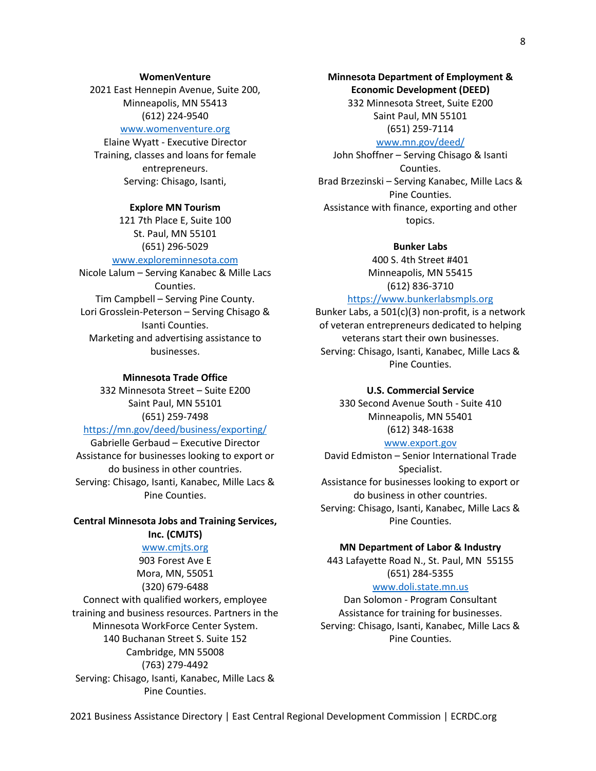**WomenVenture**
2021 East Hennepin Avenue, Suite 200,
Minneapolis, MN 55413
(612) 224-9540
www.womenventure.org
Elaine Wyatt - Executive Director
Training, classes and loans for female entrepreneurs.
Serving: Chisago, Isanti,

**Explore MN Tourism**
121 7th Place E, Suite 100
St. Paul, MN 55101
(651) 296-5029
www.exploreminnesota.com
Nicole Lalum – Serving Kanabec & Mille Lacs Counties.
Tim Campbell – Serving Pine County.
Lori Grosslein-Peterson – Serving Chisago & Isanti Counties.
Marketing and advertising assistance to businesses.

**Minnesota Trade Office**
332 Minnesota Street – Suite E200
Saint Paul, MN 55101
(651) 259-7498
https://mn.gov/deed/business/exporting/
Gabrielle Gerbaud – Executive Director
Assistance for businesses looking to export or do business in other countries.
Serving: Chisago, Isanti, Kanabec, Mille Lacs & Pine Counties.

**Central Minnesota Jobs and Training Services, Inc. (CMJTS)**
www.cmjts.org
903 Forest Ave E
Mora, MN, 55051
(320) 679-6488
Connect with qualified workers, employee training and business resources. Partners in the Minnesota WorkForce Center System.
140 Buchanan Street S. Suite 152
Cambridge, MN 55008
(763) 279-4492
Serving: Chisago, Isanti, Kanabec, Mille Lacs & Pine Counties.

**Minnesota Department of Employment & Economic Development (DEED)**
332 Minnesota Street, Suite E200
Saint Paul, MN 55101
(651) 259-7114
www.mn.gov/deed/
John Shoffner – Serving Chisago & Isanti Counties.
Brad Brzezinski – Serving Kanabec, Mille Lacs & Pine Counties.
Assistance with finance, exporting and other topics.

**Bunker Labs**
400 S. 4th Street #401
Minneapolis, MN 55415
(612) 836-3710
https://www.bunkerlabsmpls.org
Bunker Labs, a 501(c)(3) non-profit, is a network of veteran entrepreneurs dedicated to helping veterans start their own businesses.
Serving: Chisago, Isanti, Kanabec, Mille Lacs & Pine Counties.

**U.S. Commercial Service**
330 Second Avenue South - Suite 410
Minneapolis, MN 55401
(612) 348-1638
www.export.gov
David Edmiston – Senior International Trade Specialist.
Assistance for businesses looking to export or do business in other countries.
Serving: Chisago, Isanti, Kanabec, Mille Lacs & Pine Counties.

**MN Department of Labor & Industry**
443 Lafayette Road N., St. Paul, MN 55155
(651) 284-5355
www.doli.state.mn.us
Dan Solomon - Program Consultant
Assistance for training for businesses.
Serving: Chisago, Isanti, Kanabec, Mille Lacs & Pine Counties.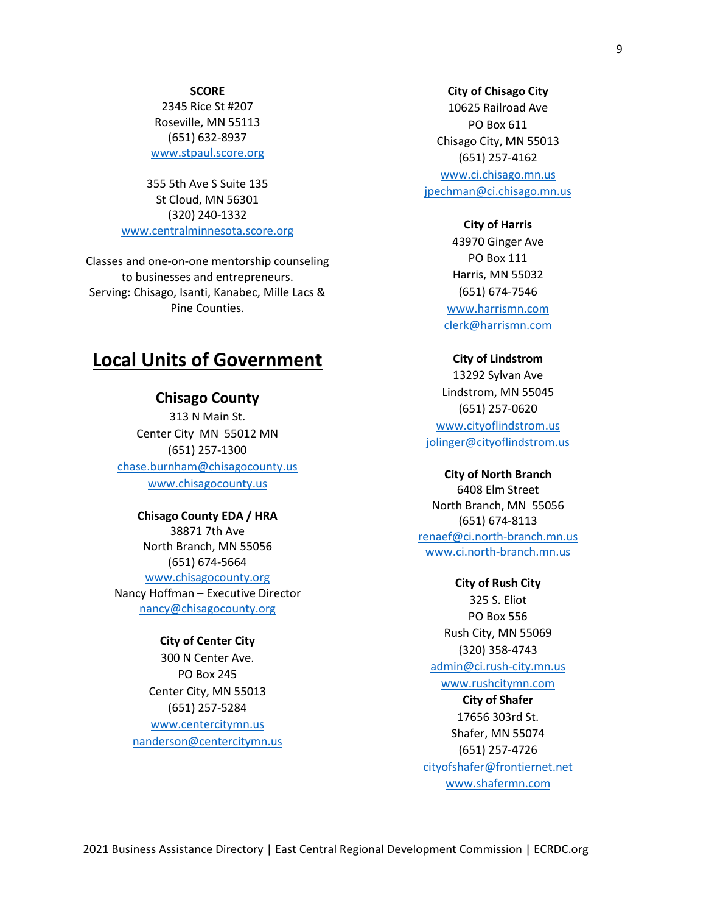**SCORE**
2345 Rice St #207
Roseville, MN 55113
(651) 632-8937
www.stpaul.score.org

355 5th Ave S Suite 135
St Cloud, MN 56301
(320) 240-1332
www.centralminnesota.score.org

Classes and one-on-one mentorship counseling to businesses and entrepreneurs.
Serving: Chisago, Isanti, Kanabec, Mille Lacs & Pine Counties.

# Local Units of Government

## Chisago County

313 N Main St.
Center City MN 55012 MN
(651) 257-1300
chase.burnham@chisagocounty.us
www.chisagocounty.us

**Chisago County EDA / HRA**
38871 7th Ave
North Branch, MN 55056
(651) 674-5664
www.chisagocounty.org
Nancy Hoffman – Executive Director
nancy@chisagocounty.org

**City of Center City**
300 N Center Ave.
PO Box 245
Center City, MN 55013
(651) 257-5284
www.centercitymn.us
nanderson@centercitymn.us

**City of Chisago City**
10625 Railroad Ave
PO Box 611
Chisago City, MN 55013
(651) 257-4162
www.ci.chisago.mn.us
jpechman@ci.chisago.mn.us

**City of Harris**
43970 Ginger Ave
PO Box 111
Harris, MN 55032
(651) 674-7546
www.harrismn.com
clerk@harrismn.com

**City of Lindstrom**
13292 Sylvan Ave
Lindstrom, MN 55045
(651) 257-0620
www.cityoflindstrom.us
jolinger@cityoflindstrom.us

**City of North Branch**
6408 Elm Street
North Branch, MN 55056
(651) 674-8113
renaef@ci.north-branch.mn.us
www.ci.north-branch.mn.us

**City of Rush City**
325 S. Eliot
PO Box 556
Rush City, MN 55069
(320) 358-4743
admin@ci.rush-city.mn.us
www.rushcitymn.com

**City of Shafer**
17656 303rd St.
Shafer, MN 55074
(651) 257-4726
cityofshafer@frontiernet.net
www.shafermn.com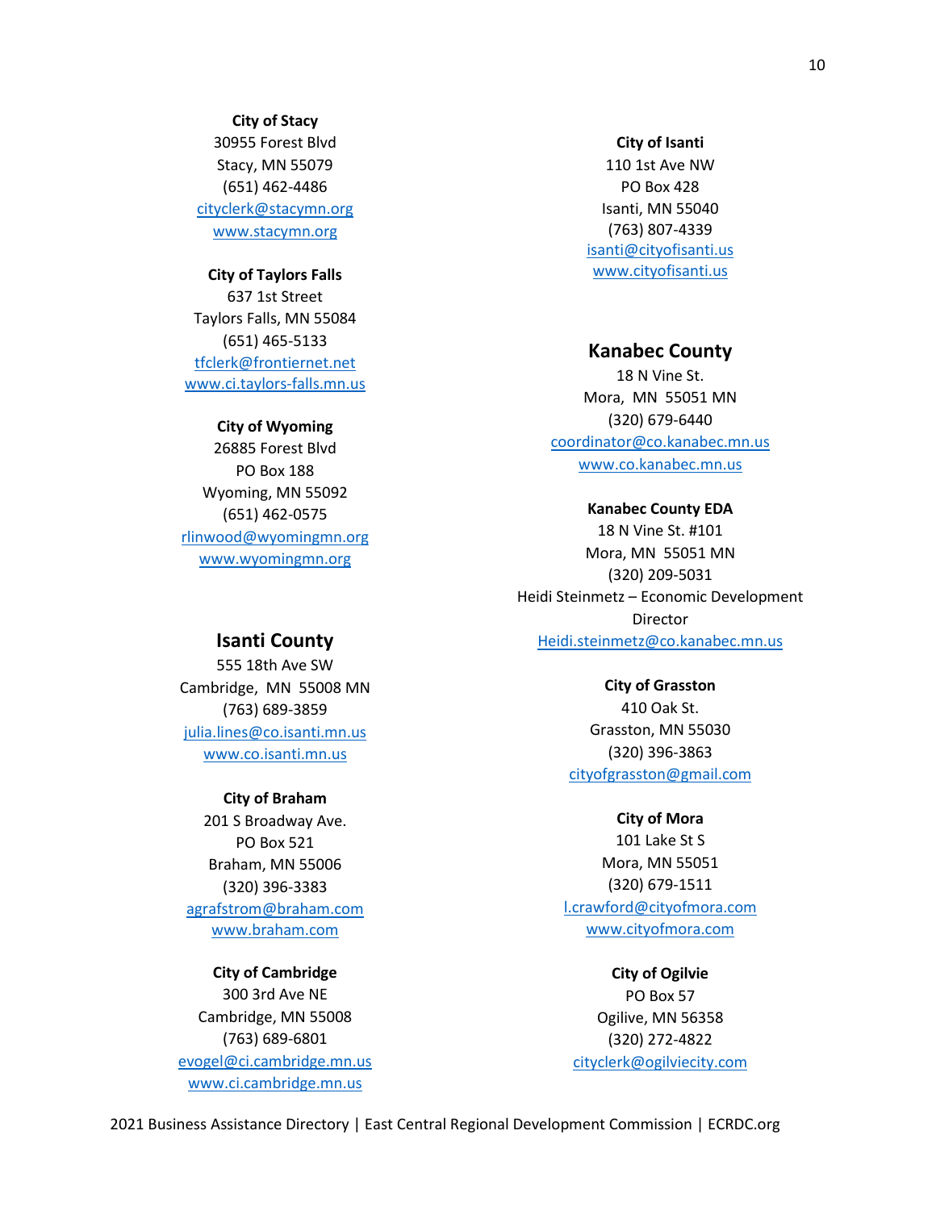**City of Stacy**
30955 Forest Blvd
Stacy, MN 55079
(651) 462-4486
cityclerk@stacymn.org
www.stacymn.org

**City of Taylors Falls**
637 1st Street
Taylors Falls, MN 55084
(651) 465-5133
tfclerk@frontiernet.net
www.ci.taylors-falls.mn.us

**City of Wyoming**
26885 Forest Blvd
PO Box 188
Wyoming, MN 55092
(651) 462-0575
rlinwood@wyomingmn.org
www.wyomingmn.org

## Isanti County

555 18th Ave SW
Cambridge, MN 55008 MN
(763) 689-3859
julia.lines@co.isanti.mn.us
www.co.isanti.mn.us

**City of Braham**
201 S Broadway Ave.
PO Box 521
Braham, MN 55006
(320) 396-3383
agrafstrom@braham.com
www.braham.com

**City of Cambridge**
300 3rd Ave NE
Cambridge, MN 55008
(763) 689-6801
evogel@ci.cambridge.mn.us
www.ci.cambridge.mn.us

**City of Isanti**
110 1st Ave NW
PO Box 428
Isanti, MN 55040
(763) 807-4339
isanti@cityofisanti.us
www.cityofisanti.us

## Kanabec County

18 N Vine St.
Mora, MN 55051 MN
(320) 679-6440
coordinator@co.kanabec.mn.us
www.co.kanabec.mn.us

**Kanabec County EDA**
18 N Vine St. #101
Mora, MN 55051 MN
(320) 209-5031
Heidi Steinmetz – Economic Development Director
Heidi.steinmetz@co.kanabec.mn.us

**City of Grasston**
410 Oak St.
Grasston, MN 55030
(320) 396-3863
cityofgrasston@gmail.com

**City of Mora**
101 Lake St S
Mora, MN 55051
(320) 679-1511
l.crawford@cityofmora.com
www.cityofmora.com

**City of Ogilvie**
PO Box 57
Ogilive, MN 56358
(320) 272-4822
cityclerk@ogilviecity.com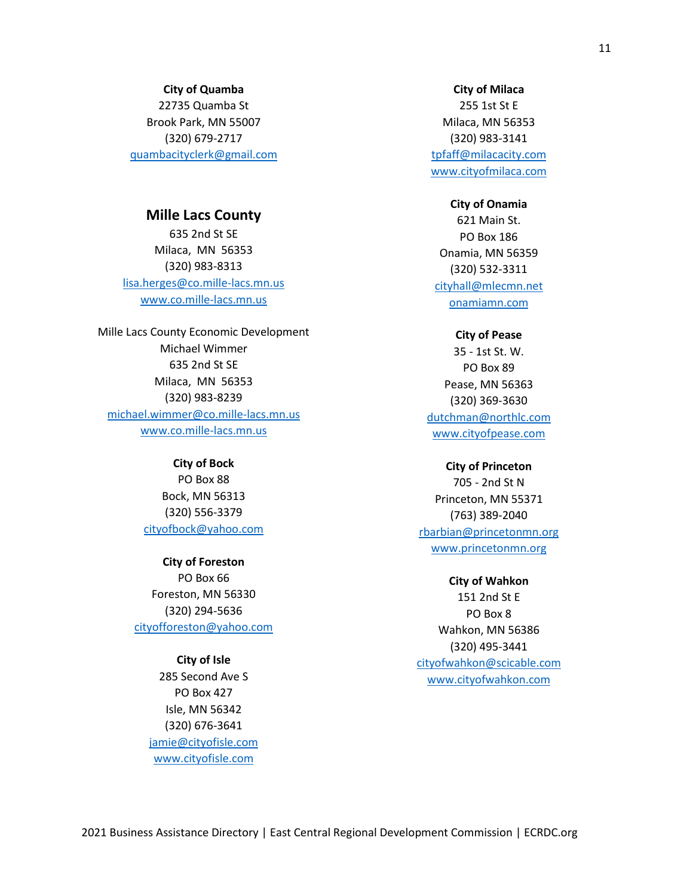**City of Quamba**
22735 Quamba St
Brook Park, MN 55007
(320) 679-2717
quambacityclerk@gmail.com

## Mille Lacs County

635 2nd St SE
Milaca, MN 56353
(320) 983-8313
lisa.herges@co.mille-lacs.mn.us
www.co.mille-lacs.mn.us

Mille Lacs County Economic Development
Michael Wimmer
635 2nd St SE
Milaca, MN 56353
(320) 983-8239
michael.wimmer@co.mille-lacs.mn.us
www.co.mille-lacs.mn.us

**City of Bock**
PO Box 88
Bock, MN 56313
(320) 556-3379
cityofbock@yahoo.com

**City of Foreston**
PO Box 66
Foreston, MN 56330
(320) 294-5636
cityofforeston@yahoo.com

**City of Isle**
285 Second Ave S
PO Box 427
Isle, MN 56342
(320) 676-3641
jamie@cityofisle.com
www.cityofisle.com

**City of Milaca**
255 1st St E
Milaca, MN 56353
(320) 983-3141
tpfaff@milacacity.com
www.cityofmilaca.com

**City of Onamia**
621 Main St.
PO Box 186
Onamia, MN 56359
(320) 532-3311
cityhall@mlecmn.net
onamiamn.com

**City of Pease**
35 - 1st St. W.
PO Box 89
Pease, MN 56363
(320) 369-3630
dutchman@northlc.com
www.cityofpease.com

**City of Princeton**
705 - 2nd St N
Princeton, MN 55371
(763) 389-2040
rbarbian@princetonmn.org
www.princetonmn.org

**City of Wahkon**
151 2nd St E
PO Box 8
Wahkon, MN 56386
(320) 495-3441
cityofwahkon@scicable.com
www.cityofwahkon.com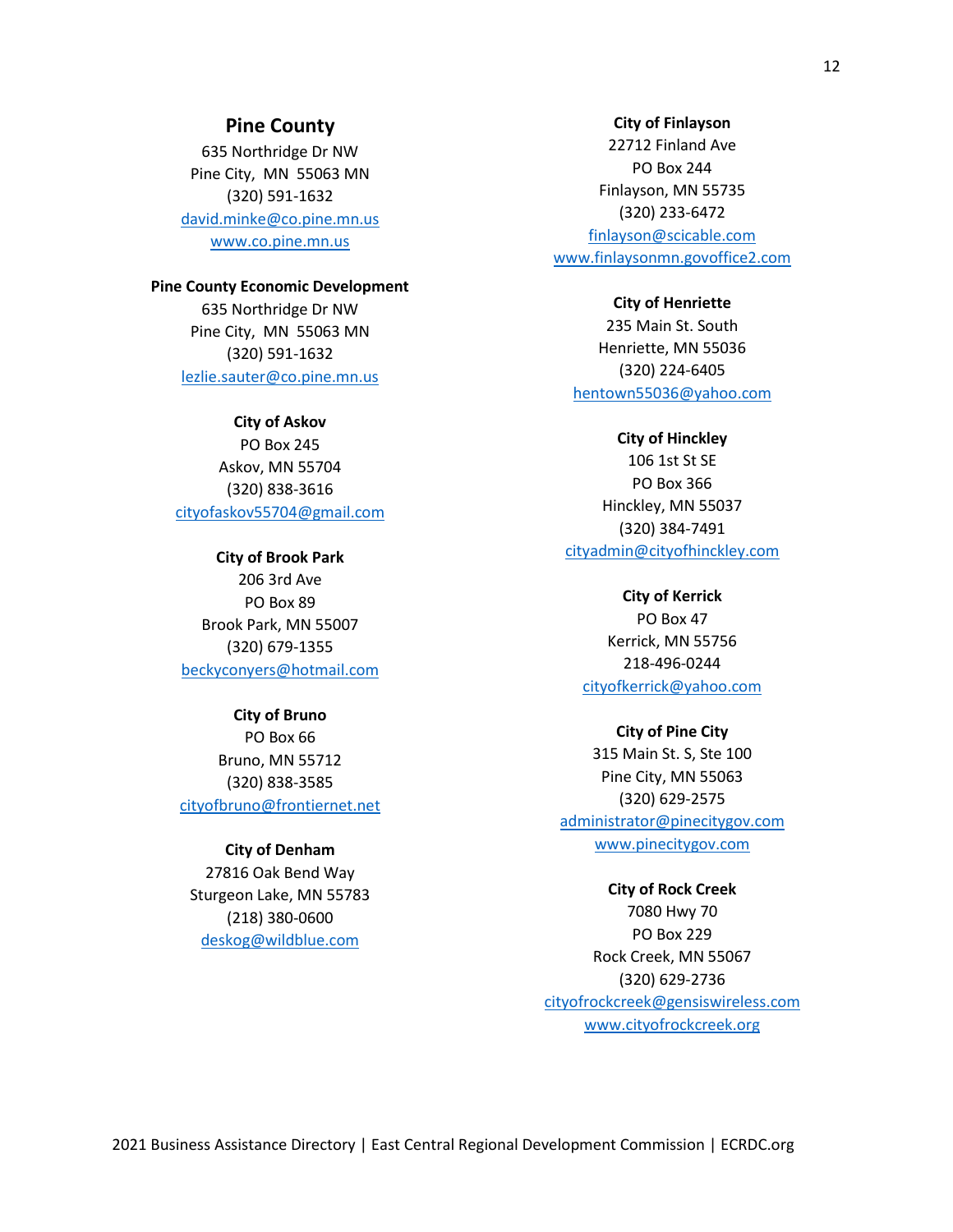## Pine County

635 Northridge Dr NW
Pine City, MN 55063 MN
(320) 591-1632
david.minke@co.pine.mn.us
www.co.pine.mn.us

**Pine County Economic Development**
635 Northridge Dr NW
Pine City, MN 55063 MN
(320) 591-1632
lezlie.sauter@co.pine.mn.us

**City of Askov**
PO Box 245
Askov, MN 55704
(320) 838-3616
cityofaskov55704@gmail.com

**City of Brook Park**
206 3rd Ave
PO Box 89
Brook Park, MN 55007
(320) 679-1355
beckyconyers@hotmail.com

**City of Bruno**
PO Box 66
Bruno, MN 55712
(320) 838-3585
cityofbruno@frontiernet.net

**City of Denham**
27816 Oak Bend Way
Sturgeon Lake, MN 55783
(218) 380-0600
deskog@wildblue.com

**City of Finlayson**
22712 Finland Ave
PO Box 244
Finlayson, MN 55735
(320) 233-6472
finlayson@scicable.com
www.finlaysonmn.govoffice2.com

**City of Henriette**
235 Main St. South
Henriette, MN 55036
(320) 224-6405
hentown55036@yahoo.com

**City of Hinckley**
106 1st St SE
PO Box 366
Hinckley, MN 55037
(320) 384-7491
cityadmin@cityofhinckley.com

**City of Kerrick**
PO Box 47
Kerrick, MN 55756
218-496-0244
cityofkerrick@yahoo.com

**City of Pine City**
315 Main St. S, Ste 100
Pine City, MN 55063
(320) 629-2575
administrator@pinecitygov.com
www.pinecitygov.com

**City of Rock Creek**
7080 Hwy 70
PO Box 229
Rock Creek, MN 55067
(320) 629-2736
cityofrockcreek@gensiswireless.com
www.cityofrockcreek.org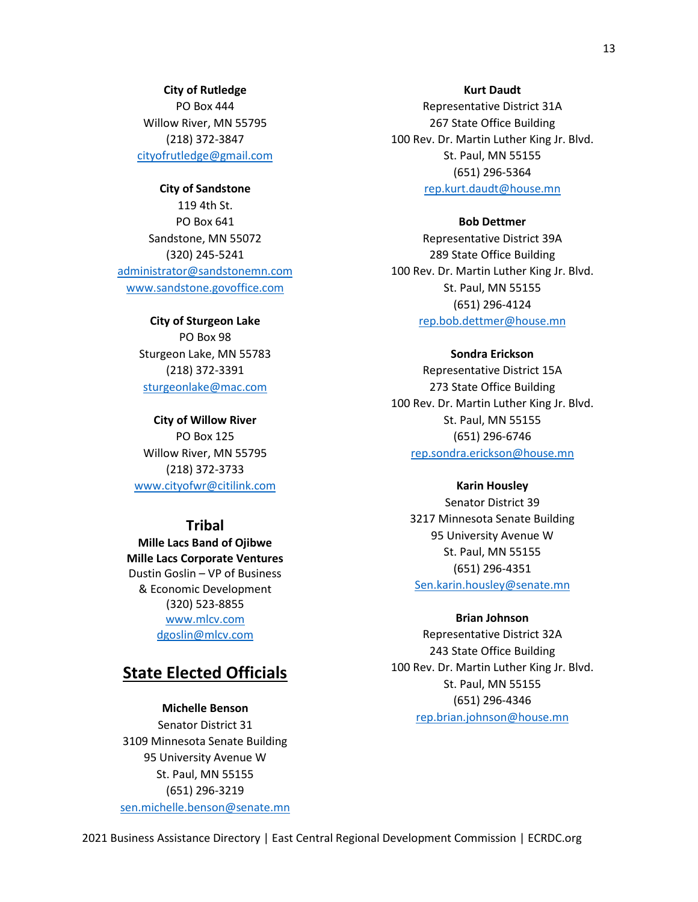**City of Rutledge**
PO Box 444
Willow River, MN 55795
(218) 372-3847
cityofrutledge@gmail.com

**City of Sandstone**
119 4th St.
PO Box 641
Sandstone, MN 55072
(320) 245-5241
administrator@sandstonemn.com
www.sandstone.govoffice.com

**City of Sturgeon Lake**
PO Box 98
Sturgeon Lake, MN 55783
(218) 372-3391
sturgeonlake@mac.com

**City of Willow River**
PO Box 125
Willow River, MN 55795
(218) 372-3733
www.cityofwr@citilink.com

### Tribal

**Mille Lacs Band of Ojibwe**
**Mille Lacs Corporate Ventures**
Dustin Goslin – VP of Business & Economic Development
(320) 523-8855
www.mlcv.com
dgoslin@mlcv.com

## State Elected Officials

**Michelle Benson**
Senator District 31
3109 Minnesota Senate Building
95 University Avenue W
St. Paul, MN 55155
(651) 296-3219
sen.michelle.benson@senate.mn

**Kurt Daudt**
Representative District 31A
267 State Office Building
100 Rev. Dr. Martin Luther King Jr. Blvd.
St. Paul, MN 55155
(651) 296-5364
rep.kurt.daudt@house.mn

**Bob Dettmer**
Representative District 39A
289 State Office Building
100 Rev. Dr. Martin Luther King Jr. Blvd.
St. Paul, MN 55155
(651) 296-4124
rep.bob.dettmer@house.mn

**Sondra Erickson**
Representative District 15A
273 State Office Building
100 Rev. Dr. Martin Luther King Jr. Blvd.
St. Paul, MN 55155
(651) 296-6746
rep.sondra.erickson@house.mn

**Karin Housley**
Senator District 39
3217 Minnesota Senate Building
95 University Avenue W
St. Paul, MN 55155
(651) 296-4351
Sen.karin.housley@senate.mn

**Brian Johnson**
Representative District 32A
243 State Office Building
100 Rev. Dr. Martin Luther King Jr. Blvd.
St. Paul, MN 55155
(651) 296-4346
rep.brian.johnson@house.mn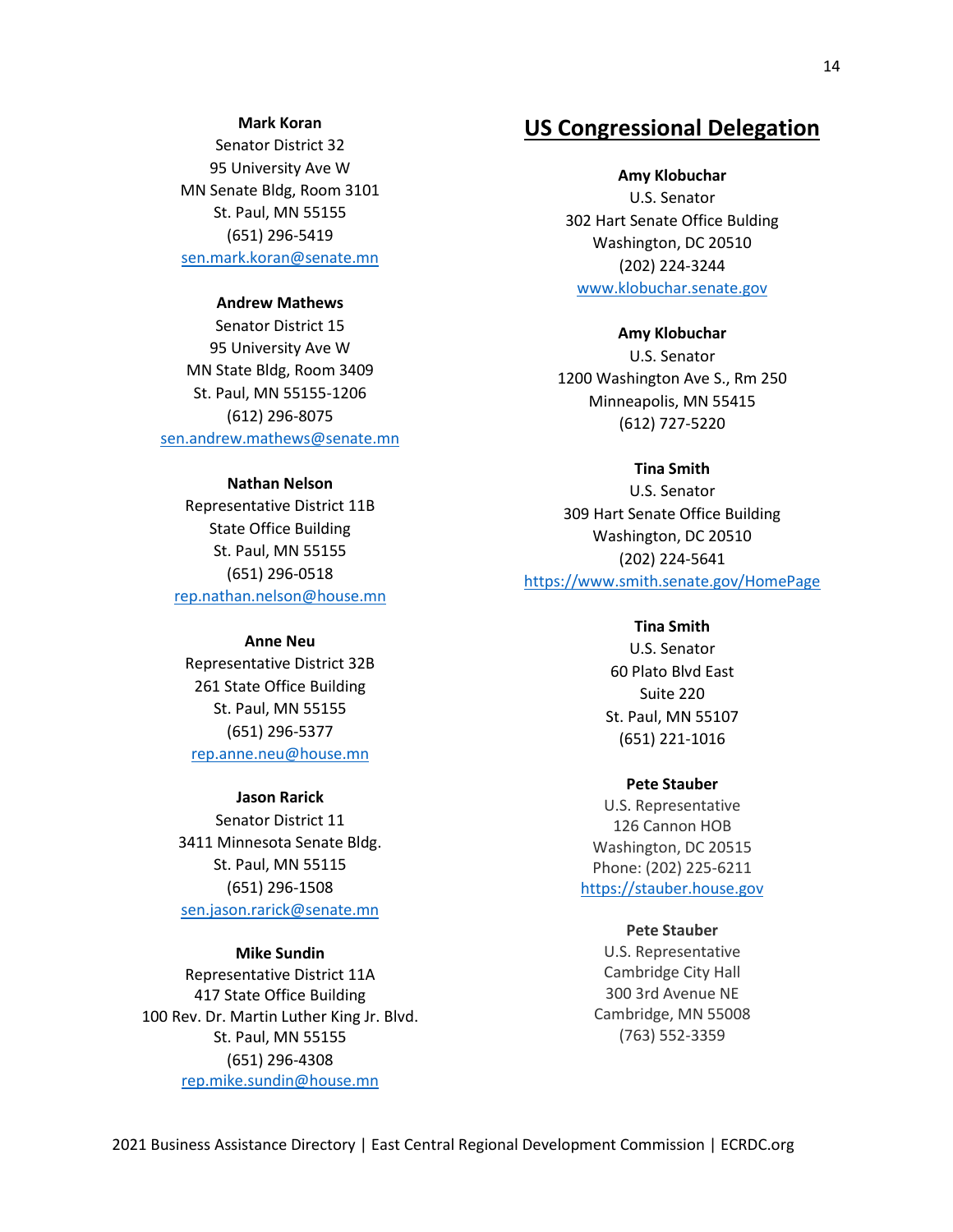**Mark Koran**
Senator District 32
95 University Ave W
MN Senate Bldg, Room 3101
St. Paul, MN 55155
(651) 296-5419
sen.mark.koran@senate.mn

**Andrew Mathews**
Senator District 15
95 University Ave W
MN State Bldg, Room 3409
St. Paul, MN 55155-1206
(612) 296-8075
sen.andrew.mathews@senate.mn

**Nathan Nelson**
Representative District 11B
State Office Building
St. Paul, MN 55155
(651) 296-0518
rep.nathan.nelson@house.mn

**Anne Neu**
Representative District 32B
261 State Office Building
St. Paul, MN 55155
(651) 296-5377
rep.anne.neu@house.mn

**Jason Rarick**
Senator District 11
3411 Minnesota Senate Bldg.
St. Paul, MN 55115
(651) 296-1508
sen.jason.rarick@senate.mn

**Mike Sundin**
Representative District 11A
417 State Office Building
100 Rev. Dr. Martin Luther King Jr. Blvd.
St. Paul, MN 55155
(651) 296-4308
rep.mike.sundin@house.mn

## US Congressional Delegation

**Amy Klobuchar**
U.S. Senator
302 Hart Senate Office Bulding
Washington, DC 20510
(202) 224-3244
www.klobuchar.senate.gov

**Amy Klobuchar**
U.S. Senator
1200 Washington Ave S., Rm 250
Minneapolis, MN 55415
(612) 727-5220

**Tina Smith**
U.S. Senator
309 Hart Senate Office Building
Washington, DC 20510
(202) 224-5641
https://www.smith.senate.gov/HomePage

**Tina Smith**
U.S. Senator
60 Plato Blvd East
Suite 220
St. Paul, MN 55107
(651) 221-1016

**Pete Stauber**
U.S. Representative
126 Cannon HOB
Washington, DC 20515
Phone: (202) 225-6211
https://stauber.house.gov

**Pete Stauber**
U.S. Representative
Cambridge City Hall
300 3rd Avenue NE
Cambridge, MN 55008
(763) 552-3359